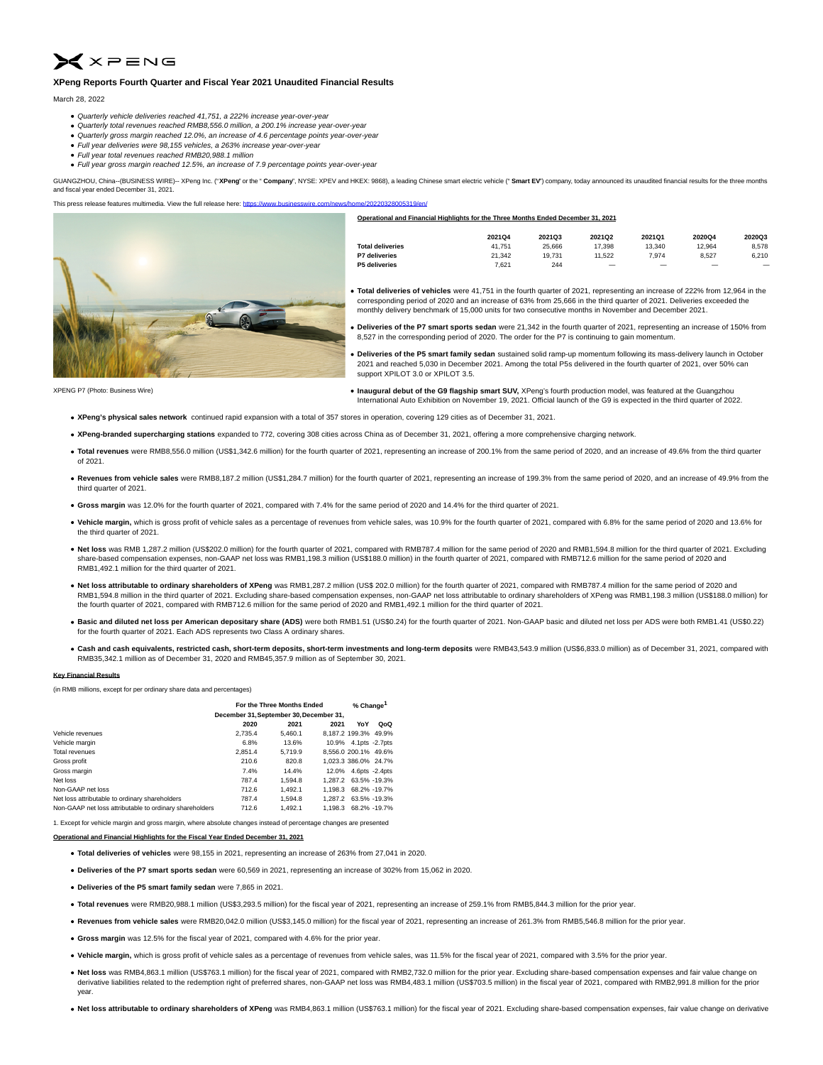# XPeng Reports Fourth Quarter and Fiscal Year 2021 Unaudited Financial Results

March 28, 2022

- *Quarterly vehicle deliveries reached 41,751, a 222% increase year-over-year*
- *Quarterly total revenues reached RMB8,556.0 million, a 200.1% increase year-over-year*
- *Quarterly gross margin reached 12.0%, an increase of 4.6 percentage points year-over-year*
- *Full year deliveries were 98,155 vehicles, a 263% increase year-over-year*
- *Full year total revenues reached RMB20,988.1 million*
- *Full year gross margin reached 12.5%, an increase of 7.9 percentage points year-over-year*

GUANGZHOU, China--(BUSINESS WIRE)-- XPeng Inc. ("**XPeng**" or the " **Company**", NYSE: XPEV and HKEX: 9868), a leading Chinese smart electric vehicle (" **Smart EV**") company, today announced its unaudited financial results for the three months and fiscal year ended December 31, 2021.

This press release features multimedia. View the full release here: https://www.businesswire.com/news/home/20220328005319/en/

XPENG P7 (Photo: Business Wire)

**Operational and Financial Highlights for the Three Months Ended December 31, 2021**

| | 2021Q4 | 2021Q3 | 2021Q2 | 2021Q1 | 2020Q4 | 2020Q3 |
|---|---|---|---|---|---|---|
| **Total deliveries** | 41,751 | 25,666 | 17,398 | 13,340 | 12,964 | 8,578 |
| **P7 deliveries** | 21,342 | 19,731 | 11,522 | 7,974 | 8,527 | 6,210 |
| **P5 deliveries** | 7,621 | 244 | — | — | — | — |

- **Total deliveries of vehicles** were 41,751 in the fourth quarter of 2021, representing an increase of 222% from 12,964 in the corresponding period of 2020 and an increase of 63% from 25,666 in the third quarter of 2021. Deliveries exceeded the monthly delivery benchmark of 15,000 units for two consecutive months in November and December 2021.
- **Deliveries of the P7 smart sports sedan** were 21,342 in the fourth quarter of 2021, representing an increase of 150% from 8,527 in the corresponding period of 2020. The order for the P7 is continuing to gain momentum.
- **Deliveries of the P5 smart family sedan** sustained solid ramp-up momentum following its mass-delivery launch in October 2021 and reached 5,030 in December 2021. Among the total P5s delivered in the fourth quarter of 2021, over 50% can support XPILOT 3.0 or XPILOT 3.5.
- **Inaugural debut of the G9 flagship smart SUV,** XPeng's fourth production model, was featured at the Guangzhou International Auto Exhibition on November 19, 2021. Official launch of the G9 is expected in the third quarter of 2022.
- **XPeng's physical sales network** continued rapid expansion with a total of 357 stores in operation, covering 129 cities as of December 31, 2021.
- **XPeng-branded supercharging stations** expanded to 772, covering 308 cities across China as of December 31, 2021, offering a more comprehensive charging network.
- **Total revenues** were RMB8,556.0 million (US$1,342.6 million) for the fourth quarter of 2021, representing an increase of 200.1% from the same period of 2020, and an increase of 49.6% from the third quarter of 2021.
- **Revenues from vehicle sales** were RMB8,187.2 million (US$1,284.7 million) for the fourth quarter of 2021, representing an increase of 199.3% from the same period of 2020, and an increase of 49.9% from the third quarter of 2021.
- **Gross margin** was 12.0% for the fourth quarter of 2021, compared with 7.4% for the same period of 2020 and 14.4% for the third quarter of 2021.
- **Vehicle margin,** which is gross profit of vehicle sales as a percentage of revenues from vehicle sales, was 10.9% for the fourth quarter of 2021, compared with 6.8% for the same period of 2020 and 13.6% for the third quarter of 2021.
- **Net loss** was RMB 1,287.2 million (US$202.0 million) for the fourth quarter of 2021, compared with RMB787.4 million for the same period of 2020 and RMB1,594.8 million for the third quarter of 2021. Excluding share-based compensation expenses, non-GAAP net loss was RMB1,198.3 million (US$188.0 million) in the fourth quarter of 2021, compared with RMB712.6 million for the same period of 2020 and RMB1,492.1 million for the third quarter of 2021.
- **Net loss attributable to ordinary shareholders of XPeng** was RMB1,287.2 million (US$ 202.0 million) for the fourth quarter of 2021, compared with RMB787.4 million for the same period of 2020 and RMB1,594.8 million in the third quarter of 2021. Excluding share-based compensation expenses, non-GAAP net loss attributable to ordinary shareholders of XPeng was RMB1,198.3 million (US$188.0 million) for the fourth quarter of 2021, compared with RMB712.6 million for the same period of 2020 and RMB1,492.1 million for the third quarter of 2021.
- **Basic and diluted net loss per American depositary share (ADS)** were both RMB1.51 (US$0.24) for the fourth quarter of 2021. Non-GAAP basic and diluted net loss per ADS were both RMB1.41 (US$0.22) for the fourth quarter of 2021. Each ADS represents two Class A ordinary shares.
- **Cash and cash equivalents, restricted cash, short-term deposits, short-term investments and long-term deposits** were RMB43,543.9 million (US$6,833.0 million) as of December 31, 2021, compared with RMB35,342.1 million as of December 31, 2020 and RMB45,357.9 million as of September 30, 2021.

**Key Financial Results**

(in RMB millions, except for per ordinary share data and percentages)

| | For the Three Months Ended | | | % Change[1] | |
|---|---|---|---|---|---|
| | December 31, 2020 | September 30, 2021 | December 31, 2021 | YoY | QoQ |
| Vehicle revenues | 2,735.4 | 5,460.1 | 8,187.2 | 199.3% | 49.9% |
| Vehicle margin | 6.8% | 13.6% | 10.9% | 4.1pts | -2.7pts |
| Total revenues | 2,851.4 | 5,719.9 | 8,556.0 | 200.1% | 49.6% |
| Gross profit | 210.6 | 820.8 | 1,023.3 | 386.0% | 24.7% |
| Gross margin | 7.4% | 14.4% | 12.0% | 4.6pts | -2.4pts |
| Net loss | 787.4 | 1,594.8 | 1,287.2 | 63.5% | -19.3% |
| Non-GAAP net loss | 712.6 | 1,492.1 | 1,198.3 | 68.2% | -19.7% |
| Net loss attributable to ordinary shareholders | 787.4 | 1,594.8 | 1,287.2 | 63.5% | -19.3% |
| Non-GAAP net loss attributable to ordinary shareholders | 712.6 | 1,492.1 | 1,198.3 | 68.2% | -19.7% |

1. Except for vehicle margin and gross margin, where absolute changes instead of percentage changes are presented

**Operational and Financial Highlights for the Fiscal Year Ended December 31, 2021**

- **Total deliveries of vehicles** were 98,155 in 2021, representing an increase of 263% from 27,041 in 2020.
- **Deliveries of the P7 smart sports sedan** were 60,569 in 2021, representing an increase of 302% from 15,062 in 2020.
- **Deliveries of the P5 smart family sedan** were 7,865 in 2021.
- **Total revenues** were RMB20,988.1 million (US$3,293.5 million) for the fiscal year of 2021, representing an increase of 259.1% from RMB5,844.3 million for the prior year.
- **Revenues from vehicle sales** were RMB20,042.0 million (US$3,145.0 million) for the fiscal year of 2021, representing an increase of 261.3% from RMB5,546.8 million for the prior year.
- **Gross margin** was 12.5% for the fiscal year of 2021, compared with 4.6% for the prior year.
- **Vehicle margin,** which is gross profit of vehicle sales as a percentage of revenues from vehicle sales, was 11.5% for the fiscal year of 2021, compared with 3.5% for the prior year.
- **Net loss** was RMB4,863.1 million (US$763.1 million) for the fiscal year of 2021, compared with RMB2,732.0 million for the prior year. Excluding share-based compensation expenses and fair value change on derivative liabilities related to the redemption right of preferred shares, non-GAAP net loss was RMB4,483.1 million (US$703.5 million) in the fiscal year of 2021, compared with RMB2,991.8 million for the prior year.
- **Net loss attributable to ordinary shareholders of XPeng** was RMB4,863.1 million (US$763.1 million) for the fiscal year of 2021. Excluding share-based compensation expenses, fair value change on derivative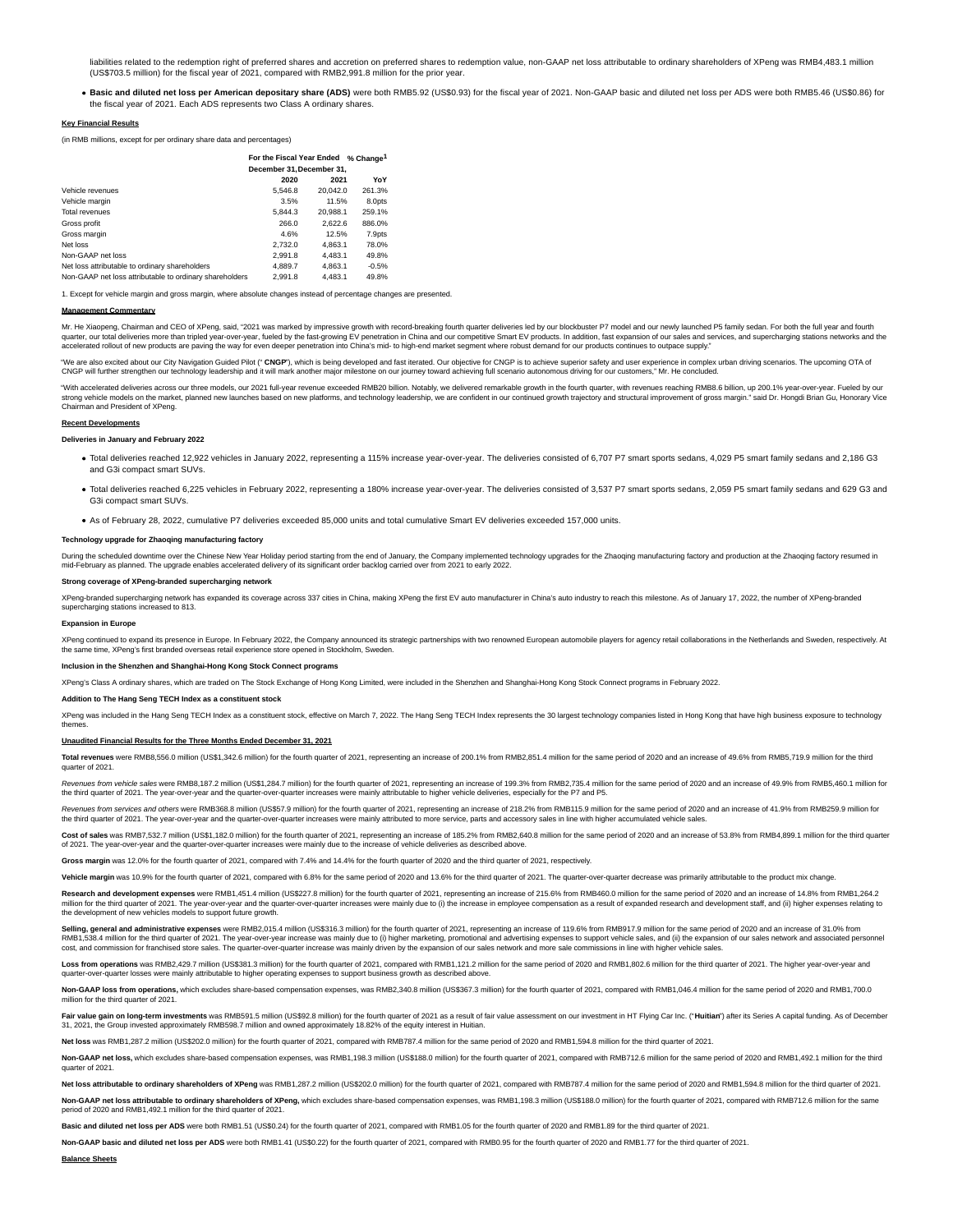liabilities related to the redemption right of preferred shares and accretion on preferred shares to redemption value, non-GAAP net loss attributable to ordinary shareholders of XPeng was RMB4,483.1 million (US$703.5 million) for the fiscal year of 2021, compared with RMB2,991.8 million for the prior year.

- **Basic and diluted net loss per American depositary share (ADS)** were both RMB5.92 (US$0.93) for the fiscal year of 2021. Non-GAAP basic and diluted net loss per ADS were both RMB5.46 (US$0.86) for the fiscal year of 2021. Each ADS represents two Class A ordinary shares.

**Key Financial Results**

(in RMB millions, except for per ordinary share data and percentages)

| | For the Fiscal Year Ended | | % Change[1] |
|---|---|---|---|
| | December 31, | December 31, | |
| | 2020 | 2021 | YoY |
| Vehicle revenues | 5,546.8 | 20,042.0 | 261.3% |
| Vehicle margin | 3.5% | 11.5% | 8.0pts |
| Total revenues | 5,844.3 | 20,988.1 | 259.1% |
| Gross profit | 266.0 | 2,622.6 | 886.0% |
| Gross margin | 4.6% | 12.5% | 7.9pts |
| Net loss | 2,732.0 | 4,863.1 | 78.0% |
| Non-GAAP net loss | 2,991.8 | 4,483.1 | 49.8% |
| Net loss attributable to ordinary shareholders | 4,889.7 | 4,863.1 | -0.5% |
| Non-GAAP net loss attributable to ordinary shareholders | 2,991.8 | 4,483.1 | 49.8% |

1. Except for vehicle margin and gross margin, where absolute changes instead of percentage changes are presented.

**Management Commentary**

Mr. He Xiaopeng, Chairman and CEO of XPeng, said, "2021 was marked by impressive growth with record-breaking fourth quarter deliveries led by our blockbuster P7 model and our newly launched P5 family sedan. For both the full year and fourth quarter, our total deliveries more than tripled year-over-year, fueled by the fast-growing EV penetration in China and our competitive Smart EV products. In addition, fast expansion of our sales and services, and supercharging stations networks and the accelerated rollout of new products are paving the way for even deeper penetration into China's mid- to high-end market segment where robust demand for our products continues to outpace supply."

"We are also excited about our City Navigation Guided Pilot (" **CNGP**"), which is being developed and fast iterated. Our objective for CNGP is to achieve superior safety and user experience in complex urban driving scenarios. The upcoming OTA of CNGP will further strengthen our technology leadership and it will mark another major milestone on our journey toward achieving full scenario autonomous driving for our customers," Mr. He concluded.

"With accelerated deliveries across our three models, our 2021 full-year revenue exceeded RMB20 billion. Notably, we delivered remarkable growth in the fourth quarter, with revenues reaching RMB8.6 billion, up 200.1% year-over-year. Fueled by our strong vehicle models on the market, planned new launches based on new platforms, and technology leadership, we are confident in our continued growth trajectory and structural improvement of gross margin." said Dr. Hongdi Brian Gu, Honorary Vice Chairman and President of XPeng.

**Recent Developments**

**Deliveries in January and February 2022**

- Total deliveries reached 12,922 vehicles in January 2022, representing a 115% increase year-over-year. The deliveries consisted of 6,707 P7 smart sports sedans, 4,029 P5 smart family sedans and 2,186 G3 and G3i compact smart SUVs.
- Total deliveries reached 6,225 vehicles in February 2022, representing a 180% increase year-over-year. The deliveries consisted of 3,537 P7 smart sports sedans, 2,059 P5 smart family sedans and 629 G3 and G3i compact smart SUVs.
- As of February 28, 2022, cumulative P7 deliveries exceeded 85,000 units and total cumulative Smart EV deliveries exceeded 157,000 units.

**Technology upgrade for Zhaoqing manufacturing factory**

During the scheduled downtime over the Chinese New Year Holiday period starting from the end of January, the Company implemented technology upgrades for the Zhaoqing manufacturing factory and production at the Zhaoqing factory resumed in mid-February as planned. The upgrade enables accelerated delivery of its significant order backlog carried over from 2021 to early 2022.

**Strong coverage of XPeng-branded supercharging network**

XPeng-branded supercharging network has expanded its coverage across 337 cities in China, making XPeng the first EV auto manufacturer in China's auto industry to reach this milestone. As of January 17, 2022, the number of XPeng-branded supercharging stations increased to 813.

**Expansion in Europe**

XPeng continued to expand its presence in Europe. In February 2022, the Company announced its strategic partnerships with two renowned European automobile players for agency retail collaborations in the Netherlands and Sweden, respectively. At the same time, XPeng's first branded overseas retail experience store opened in Stockholm, Sweden.

**Inclusion in the Shenzhen and Shanghai-Hong Kong Stock Connect programs**

XPeng's Class A ordinary shares, which are traded on The Stock Exchange of Hong Kong Limited, were included in the Shenzhen and Shanghai-Hong Kong Stock Connect programs in February 2022.

**Addition to The Hang Seng TECH Index as a constituent stock**

XPeng was included in the Hang Seng TECH Index as a constituent stock, effective on March 7, 2022. The Hang Seng TECH Index represents the 30 largest technology companies listed in Hong Kong that have high business exposure to technology themes.

**Unaudited Financial Results for the Three Months Ended December 31, 2021**

**Total revenues** were RMB8,556.0 million (US$1,342.6 million) for the fourth quarter of 2021, representing an increase of 200.1% from RMB2,851.4 million for the same period of 2020 and an increase of 49.6% from RMB5,719.9 million for the third quarter of 2021.

*Revenues from vehicle sales* were RMB8,187.2 million (US$1,284.7 million) for the fourth quarter of 2021, representing an increase of 199.3% from RMB2,735.4 million for the same period of 2020 and an increase of 49.9% from RMB5,460.1 million for the third quarter of 2021. The year-over-year and the quarter-over-quarter increases were mainly attributable to higher vehicle deliveries, especially for the P7 and P5.

*Revenues from services and others* were RMB368.8 million (US$57.9 million) for the fourth quarter of 2021, representing an increase of 218.2% from RMB115.9 million for the same period of 2020 and an increase of 41.9% from RMB259.9 million for the third quarter of 2021. The year-over-year and the quarter-over-quarter increases were mainly attributed to more service, parts and accessory sales in line with higher accumulated vehicle sales.

**Cost of sales** was RMB7,532.7 million (US$1,182.0 million) for the fourth quarter of 2021, representing an increase of 185.2% from RMB2,640.8 million for the same period of 2020 and an increase of 53.8% from RMB4,899.1 million for the third quarter of 2021. The year-over-year and the quarter-over-quarter increases were mainly due to the increase of vehicle deliveries as described above.

**Gross margin** was 12.0% for the fourth quarter of 2021, compared with 7.4% and 14.4% for the fourth quarter of 2020 and the third quarter of 2021, respectively.

**Vehicle margin** was 10.9% for the fourth quarter of 2021, compared with 6.8% for the same period of 2020 and 13.6% for the third quarter of 2021. The quarter-over-quarter decrease was primarily attributable to the product mix change.

**Research and development expenses** were RMB1,451.4 million (US$227.8 million) for the fourth quarter of 2021, representing an increase of 215.6% from RMB460.0 million for the same period of 2020 and an increase of 14.8% from RMB1,264.2 million for the third quarter of 2021. The year-over-year and the quarter-over-quarter increases were mainly due to (i) the increase in employee compensation as a result of expanded research and development staff, and (ii) higher expenses relating to the development of new vehicles models to support future growth.

**Selling, general and administrative expenses** were RMB2,015.4 million (US$316.3 million) for the fourth quarter of 2021, representing an increase of 119.6% from RMB917.9 million for the same period of 2020 and an increase of 31.0% from RMB1,538.4 million for the third quarter of 2021. The year-over-year increase was mainly due to (i) higher marketing, promotional and advertising expenses to support vehicle sales, and (ii) the expansion of our sales network and associated personnel cost, and commission for franchised store sales. The quarter-over-quarter increase was mainly driven by the expansion of our sales network and more sale commissions in line with higher vehicle sales.

**Loss from operations** was RMB2,429.7 million (US$381.3 million) for the fourth quarter of 2021, compared with RMB1,121.2 million for the same period of 2020 and RMB1,802.6 million for the third quarter of 2021. The higher year-over-year and quarter-over-quarter losses were mainly attributable to higher operating expenses to support business growth as described above.

**Non-GAAP loss from operations,** which excludes share-based compensation expenses, was RMB2,340.8 million (US$367.3 million) for the fourth quarter of 2021, compared with RMB1,046.4 million for the same period of 2020 and RMB1,700.0 million for the third quarter of 2021.

**Fair value gain on long-term investments** was RMB591.5 million (US$92.8 million) for the fourth quarter of 2021 as a result of fair value assessment on our investment in HT Flying Car Inc. ("**Huitian**") after its Series A capital funding. As of December 31, 2021, the Group invested approximately RMB598.7 million and owned approximately 18.82% of the equity interest in Huitian.

**Net loss** was RMB1,287.2 million (US$202.0 million) for the fourth quarter of 2021, compared with RMB787.4 million for the same period of 2020 and RMB1,594.8 million for the third quarter of 2021.

**Non-GAAP net loss,** which excludes share-based compensation expenses, was RMB1,198.3 million (US$188.0 million) for the fourth quarter of 2021, compared with RMB712.6 million for the same period of 2020 and RMB1,492.1 million for the third quarter of 2021.

**Net loss attributable to ordinary shareholders of XPeng** was RMB1,287.2 million (US$202.0 million) for the fourth quarter of 2021, compared with RMB787.4 million for the same period of 2020 and RMB1,594.8 million for the third quarter of 2021.

**Non-GAAP net loss attributable to ordinary shareholders of XPeng,** which excludes share-based compensation expenses, was RMB1,198.3 million (US$188.0 million) for the fourth quarter of 2021, compared with RMB712.6 million for the same period of 2020 and RMB1,492.1 million for the third quarter of 2021.

**Basic and diluted net loss per ADS** were both RMB1.51 (US$0.24) for the fourth quarter of 2021, compared with RMB1.05 for the fourth quarter of 2020 and RMB1.89 for the third quarter of 2021.

**Non-GAAP basic and diluted net loss per ADS** were both RMB1.41 (US$0.22) for the fourth quarter of 2021, compared with RMB0.95 for the fourth quarter of 2020 and RMB1.77 for the third quarter of 2021.

**Balance Sheets**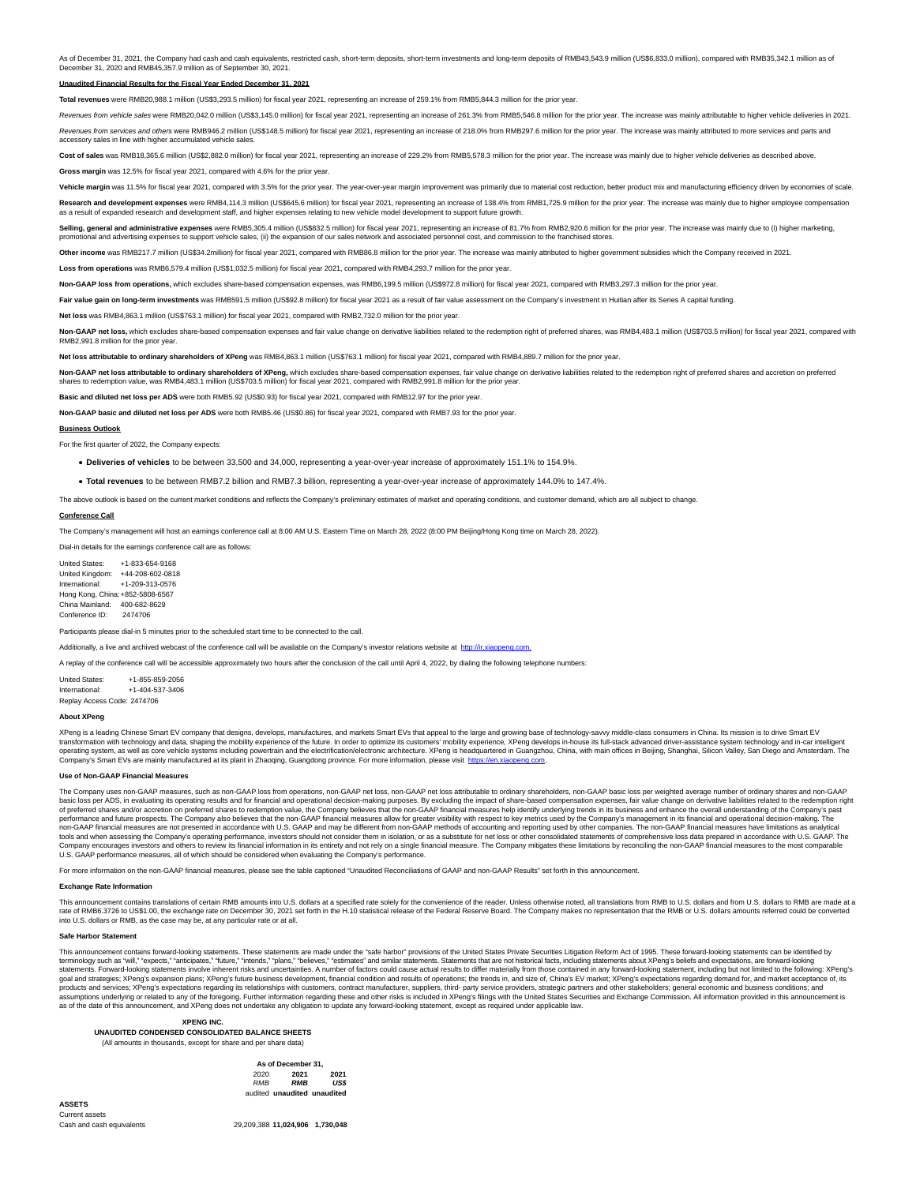As of December 31, 2021, the Company had cash and cash equivalents, restricted cash, short-term deposits, short-term investments and long-term deposits of RMB43,543.9 million (US$6,833.0 million), compared with RMB35,342.1 million as of December 31, 2020 and RMB45,357.9 million as of September 30, 2021.

**Unaudited Financial Results for the Fiscal Year Ended December 31, 2021**

**Total revenues** were RMB20,988.1 million (US$3,293.5 million) for fiscal year 2021, representing an increase of 259.1% from RMB5,844.3 million for the prior year.

*Revenues from vehicle sales* were RMB20,042.0 million (US$3,145.0 million) for fiscal year 2021, representing an increase of 261.3% from RMB5,546.8 million for the prior year. The increase was mainly attributable to higher vehicle deliveries in 2021.

*Revenues from services and others* were RMB946.2 million (US$148.5 million) for fiscal year 2021, representing an increase of 218.0% from RMB297.6 million for the prior year. The increase was mainly attributed to more services and parts and accessory sales in line with higher accumulated vehicle sales.

**Cost of sales** was RMB18,365.6 million (US$2,882.0 million) for fiscal year 2021, representing an increase of 229.2% from RMB5,578.3 million for the prior year. The increase was mainly due to higher vehicle deliveries as described above.

**Gross margin** was 12.5% for fiscal year 2021, compared with 4.6% for the prior year.

**Vehicle margin** was 11.5% for fiscal year 2021, compared with 3.5% for the prior year. The year-over-year margin improvement was primarily due to material cost reduction, better product mix and manufacturing efficiency driven by economies of scale.

**Research and development expenses** were RMB4,114.3 million (US$645.6 million) for fiscal year 2021, representing an increase of 138.4% from RMB1,725.9 million for the prior year. The increase was mainly due to higher employee compensation as a result of expanded research and development staff, and higher expenses relating to new vehicle model development to support future growth.

**Selling, general and administrative expenses** were RMB5,305.4 million (US$832.5 million) for fiscal year 2021, representing an increase of 81.7% from RMB2,920.6 million for the prior year. The increase was mainly due to (i) higher marketing, promotional and advertising expenses to support vehicle sales, (ii) the expansion of our sales network and associated personnel cost, and commission to the franchised stores.

**Other income** was RMB217.7 million (US$34.2million) for fiscal year 2021, compared with RMB86.8 million for the prior year. The increase was mainly attributed to higher government subsidies which the Company received in 2021.

**Loss from operations** was RMB6,579.4 million (US$1,032.5 million) for fiscal year 2021, compared with RMB4,293.7 million for the prior year.

**Non-GAAP loss from operations,** which excludes share-based compensation expenses, was RMB6,199.5 million (US$972.8 million) for fiscal year 2021, compared with RMB3,297.3 million for the prior year.

**Fair value gain on long-term investments** was RMB591.5 million (US$92.8 million) for fiscal year 2021 as a result of fair value assessment on the Company's investment in Huitian after its Series A capital funding.

**Net loss** was RMB4,863.1 million (US$763.1 million) for fiscal year 2021, compared with RMB2,732.0 million for the prior year.

**Non-GAAP net loss,** which excludes share-based compensation expenses and fair value change on derivative liabilities related to the redemption right of preferred shares, was RMB4,483.1 million (US$703.5 million) for fiscal year 2021, compared with RMB2,991.8 million for the prior year.

**Net loss attributable to ordinary shareholders of XPeng** was RMB4,863.1 million (US$763.1 million) for fiscal year 2021, compared with RMB4,889.7 million for the prior year.

**Non-GAAP net loss attributable to ordinary shareholders of XPeng,** which excludes share-based compensation expenses, fair value change on derivative liabilities related to the redemption right of preferred shares and accretion on preferred shares to redemption value, was RMB4,483.1 million (US$703.5 million) for fiscal year 2021, compared with RMB2,991.8 million for the prior year.

**Basic and diluted net loss per ADS** were both RMB5.92 (US$0.93) for fiscal year 2021, compared with RMB12.97 for the prior year.

**Non-GAAP basic and diluted net loss per ADS** were both RMB5.46 (US$0.86) for fiscal year 2021, compared with RMB7.93 for the prior year.

**Business Outlook**

For the first quarter of 2022, the Company expects:

- **Deliveries of vehicles** to be between 33,500 and 34,000, representing a year-over-year increase of approximately 151.1% to 154.9%.
- **Total revenues** to be between RMB7.2 billion and RMB7.3 billion, representing a year-over-year increase of approximately 144.0% to 147.4%.

The above outlook is based on the current market conditions and reflects the Company's preliminary estimates of market and operating conditions, and customer demand, which are all subject to change.

**Conference Call**

The Company's management will host an earnings conference call at 8:00 AM U.S. Eastern Time on March 28, 2022 (8:00 PM Beijing/Hong Kong time on March 28, 2022).

Dial-in details for the earnings conference call are as follows:

United States: +1-833-654-9168
United Kingdom: +44-208-602-0818
International: +1-209-313-0576
Hong Kong, China: +852-5808-6567
China Mainland: 400-682-8629
Conference ID: 2474706

Participants please dial-in 5 minutes prior to the scheduled start time to be connected to the call.

Additionally, a live and archived webcast of the conference call will be available on the Company's investor relations website at http://ir.xiaopeng.com.

A replay of the conference call will be accessible approximately two hours after the conclusion of the call until April 4, 2022, by dialing the following telephone numbers:

United States: +1-855-859-2056
International: +1-404-537-3406
Replay Access Code: 2474706

**About XPeng**

XPeng is a leading Chinese Smart EV company that designs, develops, manufactures, and markets Smart EVs that appeal to the large and growing base of technology-savvy middle-class consumers in China. Its mission is to drive Smart EV transformation with technology and data, shaping the mobility experience of the future. In order to optimize its customers' mobility experience, XPeng develops in-house its full-stack advanced driver-assistance system technology and in-car intelligent operating system, as well as core vehicle systems including powertrain and the electrification/electronic architecture. XPeng is headquartered in Guangzhou, China, with main offices in Beijing, Shanghai, Silicon Valley, San Diego and Amsterdam. The Company's Smart EVs are mainly manufactured at its plant in Zhaoqing, Guangdong province. For more information, please visit https://en.xiaopeng.com.

**Use of Non-GAAP Financial Measures**

The Company uses non-GAAP measures, such as non-GAAP loss from operations, non-GAAP net loss, non-GAAP net loss attributable to ordinary shareholders, non-GAAP basic loss per weighted average number of ordinary shares and non-GAAP basic loss per ADS, in evaluating its operating results and for financial and operational decision-making purposes. By excluding the impact of share-based compensation expenses, fair value change on derivative liabilities related to the redemption right of preferred shares and/or accretion on preferred shares to redemption value, the Company believes that the non-GAAP financial measures help identify underlying trends in its business and enhance the overall understanding of the Company's past performance and future prospects. The Company also believes that the non-GAAP financial measures allow for greater visibility with respect to key metrics used by the Company's management in its financial and operational decision-making. The non-GAAP financial measures are not presented in accordance with U.S. GAAP and may be different from non-GAAP methods of accounting and reporting used by other companies. The non-GAAP financial measures have limitations as analytical tools and when assessing the Company's operating performance, investors should not consider them in isolation, or as a substitute for net loss or other consolidated statements of comprehensive loss data prepared in accordance with U.S. GAAP. The Company encourages investors and others to review its financial information in its entirety and not rely on a single financial measure. The Company mitigates these limitations by reconciling the non-GAAP financial measures to the most comparable U.S. GAAP performance measures, all of which should be considered when evaluating the Company's performance.

For more information on the non-GAAP financial measures, please see the table captioned "Unaudited Reconciliations of GAAP and non-GAAP Results" set forth in this announcement.

**Exchange Rate Information**

This announcement contains translations of certain RMB amounts into U.S. dollars at a specified rate solely for the convenience of the reader. Unless otherwise noted, all translations from RMB to U.S. dollars and from U.S. dollars to RMB are made at a rate of RMB6.3726 to US$1.00, the exchange rate on December 30, 2021 set forth in the H.10 statistical release of the Federal Reserve Board. The Company makes no representation that the RMB or U.S. dollars amounts referred could be converted into U.S. dollars or RMB, as the case may be, at any particular rate or at all.

**Safe Harbor Statement**

This announcement contains forward-looking statements. These statements are made under the "safe harbor" provisions of the United States Private Securities Litigation Reform Act of 1995. These forward-looking statements can be identified by terminology such as "will," "expects," "anticipates," "future," "intends," "plans," "believes," "estimates" and similar statements. Statements that are not historical facts, including statements about XPeng's beliefs and expectations, are forward-looking statements. Forward-looking statements involve inherent risks and uncertainties. A number of factors could cause actual results to differ materially from those contained in any forward-looking statement, including but not limited to the following: XPeng's goal and strategies; XPeng's expansion plans; XPeng's future business development, financial condition and results of operations; the trends in, and size of, China's EV market; XPeng's expectations regarding demand for, and market acceptance of, its products and services; XPeng's expectations regarding its relationships with customers, contract manufacturer, suppliers, third- party service providers, strategic partners and other stakeholders; general economic and business conditions; and assumptions underlying or related to any of the foregoing. Further information regarding these and other risks is included in XPeng's filings with the United States Securities and Exchange Commission. All information provided in this announcement is as of the date of this announcement, and XPeng does not undertake any obligation to update any forward-looking statement, except as required under applicable law.

**XPENG INC.**
**UNAUDITED CONDENSED CONSOLIDATED BALANCE SHEETS**
(All amounts in thousands, except for share and per share data)

| | As of December 31, | | |
|---|---|---|---|
| | 2020 | **2021** | **2021** |
| | *RMB* | ***RMB*** | ***US$*** |
| | audited | **unaudited** | **unaudited** |
| **ASSETS** | | | |
| Current assets | | | |
| Cash and cash equivalents | 29,209,388 | **11,024,906** | **1,730,048** |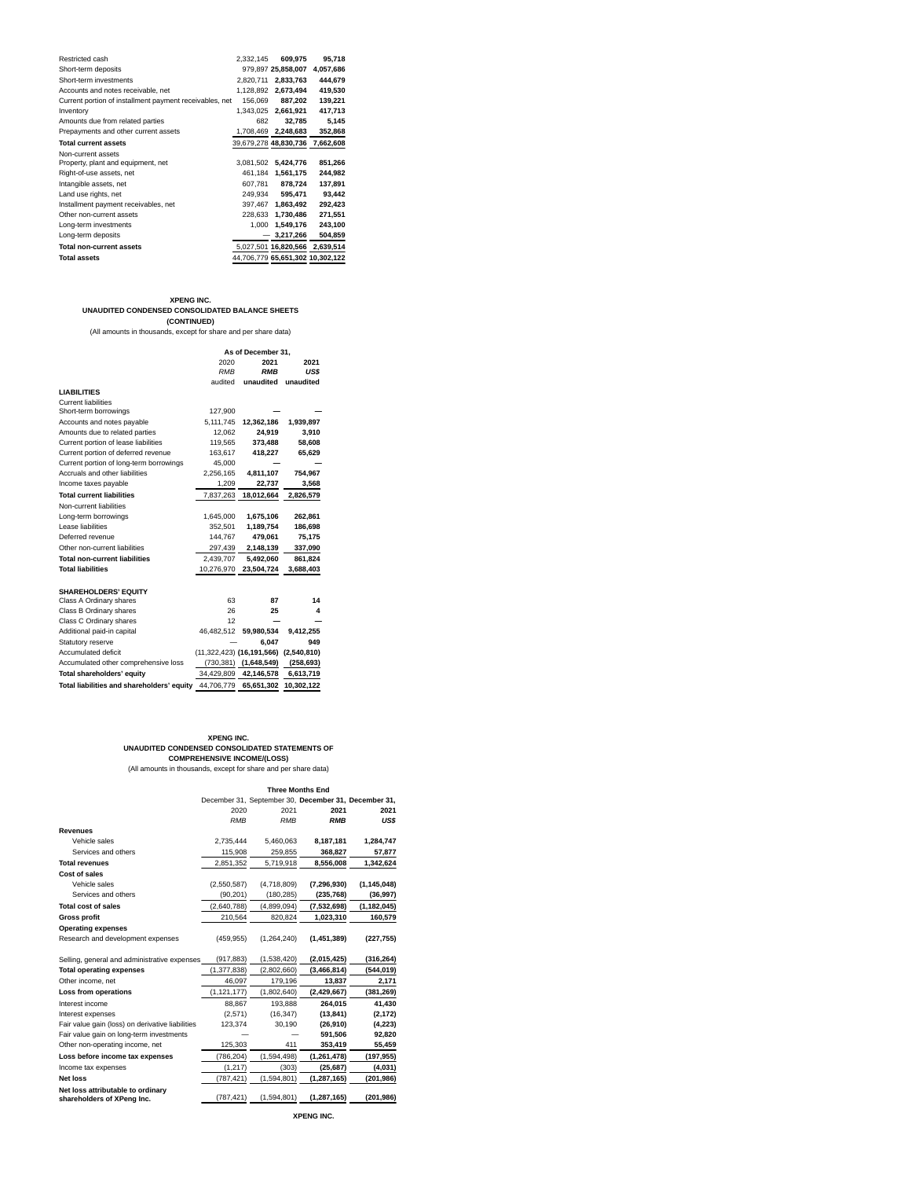| | | | |
|---|---|---|---|
| Restricted cash | 2,332,145 | **609,975** | **95,718** |
| Short-term deposits | 979,897 | **25,858,007** | **4,057,686** |
| Short-term investments | 2,820,711 | **2,833,763** | **444,679** |
| Accounts and notes receivable, net | 1,128,892 | **2,673,494** | **419,530** |
| Current portion of installment payment receivables, net | 156,069 | **887,202** | **139,221** |
| Inventory | 1,343,025 | **2,661,921** | **417,713** |
| Amounts due from related parties | 682 | **32,785** | **5,145** |
| Prepayments and other current assets | 1,708,469 | **2,248,683** | **352,868** |
| **Total current assets** | 39,679,278 | **48,830,736** | **7,662,608** |
| Non-current assets | | | |
| Property, plant and equipment, net | 3,081,502 | **5,424,776** | **851,266** |
| Right-of-use assets, net | 461,184 | **1,561,175** | **244,982** |
| Intangible assets, net | 607,781 | **878,724** | **137,891** |
| Land use rights, net | 249,934 | **595,471** | **93,442** |
| Installment payment receivables, net | 397,467 | **1,863,492** | **292,423** |
| Other non-current assets | 228,633 | **1,730,486** | **271,551** |
| Long-term investments | 1,000 | **1,549,176** | **243,100** |
| Long-term deposits | — | **3,217,266** | **504,859** |
| **Total non-current assets** | 5,027,501 | **16,820,566** | **2,639,514** |
| **Total assets** | 44,706,779 | **65,651,302** | **10,302,122** |

**XPENG INC.**

**UNAUDITED CONDENSED CONSOLIDATED BALANCE SHEETS**

**(CONTINUED)**

(All amounts in thousands, except for share and per share data)

| | As of December 31, | | |
|---|---|---|---|
| | 2020 | **2021** | **2021** |
| | *RMB* | ***RMB*** | ***US$*** |
| | audited | **unaudited** | **unaudited** |
| **LIABILITIES** | | | |
| Current liabilities | | | |
| Short-term borrowings | 127,900 | **—** | **—** |
| Accounts and notes payable | 5,111,745 | **12,362,186** | **1,939,897** |
| Amounts due to related parties | 12,062 | **24,919** | **3,910** |
| Current portion of lease liabilities | 119,565 | **373,488** | **58,608** |
| Current portion of deferred revenue | 163,617 | **418,227** | **65,629** |
| Current portion of long-term borrowings | 45,000 | **—** | **—** |
| Accruals and other liabilities | 2,256,165 | **4,811,107** | **754,967** |
| Income taxes payable | 1,209 | **22,737** | **3,568** |
| **Total current liabilities** | 7,837,263 | **18,012,664** | **2,826,579** |
| Non-current liabilities | | | |
| Long-term borrowings | 1,645,000 | **1,675,106** | **262,861** |
| Lease liabilities | 352,501 | **1,189,754** | **186,698** |
| Deferred revenue | 144,767 | **479,061** | **75,175** |
| Other non-current liabilities | 297,439 | **2,148,139** | **337,090** |
| **Total non-current liabilities** | 2,439,707 | **5,492,060** | **861,824** |
| **Total liabilities** | 10,276,970 | **23,504,724** | **3,688,403** |
| | | | |
| **SHAREHOLDERS' EQUITY** | | | |
| Class A Ordinary shares | 63 | **87** | **14** |
| Class B Ordinary shares | 26 | **25** | **4** |
| Class C Ordinary shares | 12 | **—** | **—** |
| Additional paid-in capital | 46,482,512 | **59,980,534** | **9,412,255** |
| Statutory reserve | — | **6,047** | **949** |
| Accumulated deficit | (11,322,423) | **(16,191,566)** | **(2,540,810)** |
| Accumulated other comprehensive loss | (730,381) | **(1,648,549)** | **(258,693)** |
| **Total shareholders' equity** | 34,429,809 | **42,146,578** | **6,613,719** |
| **Total liabilities and shareholders' equity** | 44,706,779 | **65,651,302** | **10,302,122** |

**XPENG INC.**

**UNAUDITED CONDENSED CONSOLIDATED STATEMENTS OF COMPREHENSIVE INCOME/(LOSS)**

(All amounts in thousands, except for share and per share data)

| | Three Months End | | | |
|---|---|---|---|---|
| | December 31, | September 30, | **December 31,** | **December 31,** |
| | 2020 | 2021 | **2021** | **2021** |
| | *RMB* | *RMB* | ***RMB*** | ***US$*** |
| **Revenues** | | | | |
| Vehicle sales | 2,735,444 | 5,460,063 | **8,187,181** | **1,284,747** |
| Services and others | 115,908 | 259,855 | **368,827** | **57,877** |
| **Total revenues** | 2,851,352 | 5,719,918 | **8,556,008** | **1,342,624** |
| **Cost of sales** | | | | |
| Vehicle sales | (2,550,587) | (4,718,809) | **(7,296,930)** | **(1,145,048)** |
| Services and others | (90,201) | (180,285) | **(235,768)** | **(36,997)** |
| **Total cost of sales** | (2,640,788) | (4,899,094) | **(7,532,698)** | **(1,182,045)** |
| **Gross profit** | 210,564 | 820,824 | **1,023,310** | **160,579** |
| **Operating expenses** | | | | |
| Research and development expenses | (459,955) | (1,264,240) | **(1,451,389)** | **(227,755)** |
| Selling, general and administrative expenses | (917,883) | (1,538,420) | **(2,015,425)** | **(316,264)** |
| **Total operating expenses** | (1,377,838) | (2,802,660) | **(3,466,814)** | **(544,019)** |
| Other income, net | 46,097 | 179,196 | **13,837** | **2,171** |
| **Loss from operations** | (1,121,177) | (1,802,640) | **(2,429,667)** | **(381,269)** |
| Interest income | 88,867 | 193,888 | **264,015** | **41,430** |
| Interest expenses | (2,571) | (16,347) | **(13,841)** | **(2,172)** |
| Fair value gain (loss) on derivative liabilities | 123,374 | 30,190 | **(26,910)** | **(4,223)** |
| Fair value gain on long-term investments | — | — | **591,506** | **92,820** |
| Other non-operating income, net | 125,303 | 411 | **353,419** | **55,459** |
| **Loss before income tax expenses** | (786,204) | (1,594,498) | **(1,261,478)** | **(197,955)** |
| Income tax expenses | (1,217) | (303) | **(25,687)** | **(4,031)** |
| **Net loss** | (787,421) | (1,594,801) | **(1,287,165)** | **(201,986)** |
| **Net loss attributable to ordinary shareholders of XPeng Inc.** | (787,421) | (1,594,801) | **(1,287,165)** | **(201,986)** |

**XPENG INC.**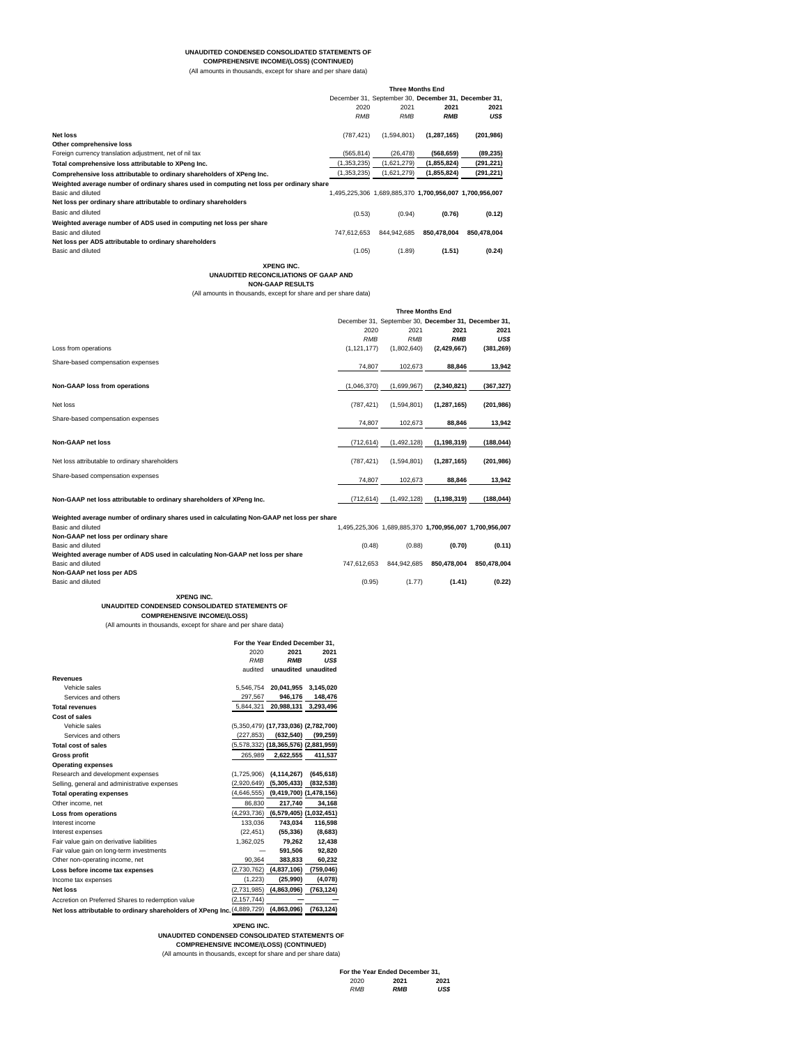**UNAUDITED CONDENSED CONSOLIDATED STATEMENTS OF COMPREHENSIVE INCOME/(LOSS) (CONTINUED)**

(All amounts in thousands, except for share and per share data)

| | Three Months End | | | |
|---|---|---|---|---|
| | December 31, | September 30, | **December 31,** | **December 31,** |
| | 2020 | 2021 | **2021** | **2021** |
| | *RMB* | *RMB* | ***RMB*** | ***US$*** |
| **Net loss** | (787,421) | (1,594,801) | **(1,287,165)** | **(201,986)** |
| **Other comprehensive loss** | | | | |
| Foreign currency translation adjustment, net of nil tax | (565,814) | (26,478) | **(568,659)** | **(89,235)** |
| **Total comprehensive loss attributable to XPeng Inc.** | (1,353,235) | (1,621,279) | **(1,855,824)** | **(291,221)** |
| **Comprehensive loss attributable to ordinary shareholders of XPeng Inc.** | (1,353,235) | (1,621,279) | **(1,855,824)** | **(291,221)** |
| **Weighted average number of ordinary shares used in computing net loss per ordinary share** | | | | |
| Basic and diluted | 1,495,225,306 | 1,689,885,370 | **1,700,956,007** | **1,700,956,007** |
| **Net loss per ordinary share attributable to ordinary shareholders** | | | | |
| Basic and diluted | (0.53) | (0.94) | **(0.76)** | **(0.12)** |
| **Weighted average number of ADS used in computing net loss per share** | | | | |
| Basic and diluted | 747,612,653 | 844,942,685 | **850,478,004** | **850,478,004** |
| **Net loss per ADS attributable to ordinary shareholders** | | | | |
| Basic and diluted | (1.05) | (1.89) | **(1.51)** | **(0.24)** |

**XPENG INC.**

**UNAUDITED RECONCILIATIONS OF GAAP AND NON-GAAP RESULTS**

(All amounts in thousands, except for share and per share data)

| | Three Months End | | | |
|---|---|---|---|---|
| | December 31, | September 30, | **December 31,** | **December 31,** |
| | 2020 | 2021 | **2021** | **2021** |
| | *RMB* | *RMB* | ***RMB*** | ***US$*** |
| Loss from operations | (1,121,177) | (1,802,640) | **(2,429,667)** | **(381,269)** |
| Share-based compensation expenses | 74,807 | 102,673 | **88,846** | **13,942** |
| **Non-GAAP loss from operations** | (1,046,370) | (1,699,967) | **(2,340,821)** | **(367,327)** |
| Net loss | (787,421) | (1,594,801) | **(1,287,165)** | **(201,986)** |
| Share-based compensation expenses | 74,807 | 102,673 | **88,846** | **13,942** |
| **Non-GAAP net loss** | (712,614) | (1,492,128) | **(1,198,319)** | **(188,044)** |
| Net loss attributable to ordinary shareholders | (787,421) | (1,594,801) | **(1,287,165)** | **(201,986)** |
| Share-based compensation expenses | 74,807 | 102,673 | **88,846** | **13,942** |
| **Non-GAAP net loss attributable to ordinary shareholders of XPeng Inc.** | (712,614) | (1,492,128) | **(1,198,319)** | **(188,044)** |
| **Weighted average number of ordinary shares used in calculating Non-GAAP net loss per share** | | | | |
| Basic and diluted | 1,495,225,306 | 1,689,885,370 | **1,700,956,007** | **1,700,956,007** |
| **Non-GAAP net loss per ordinary share** | | | | |
| Basic and diluted | (0.48) | (0.88) | **(0.70)** | **(0.11)** |
| **Weighted average number of ADS used in calculating Non-GAAP net loss per share** | | | | |
| Basic and diluted | 747,612,653 | 844,942,685 | **850,478,004** | **850,478,004** |
| **Non-GAAP net loss per ADS** | | | | |
| Basic and diluted | (0.95) | (1.77) | **(1.41)** | **(0.22)** |

**XPENG INC.**

**UNAUDITED CONDENSED CONSOLIDATED STATEMENTS OF COMPREHENSIVE INCOME/(LOSS)**

(All amounts in thousands, except for share and per share data)

| | For the Year Ended December 31, | | |
|---|---|---|---|
| | 2020 | **2021** | **2021** |
| | *RMB* | ***RMB*** | ***US$*** |
| | audited | **unaudited** | **unaudited** |
| **Revenues** | | | |
| Vehicle sales | 5,546,754 | **20,041,955** | **3,145,020** |
| Services and others | 297,567 | **946,176** | **148,476** |
| **Total revenues** | 5,844,321 | **20,988,131** | **3,293,496** |
| **Cost of sales** | | | |
| Vehicle sales | (5,350,479) | **(17,733,036)** | **(2,782,700)** |
| Services and others | (227,853) | **(632,540)** | **(99,259)** |
| **Total cost of sales** | (5,578,332) | **(18,365,576)** | **(2,881,959)** |
| **Gross profit** | 265,989 | **2,622,555** | **411,537** |
| **Operating expenses** | | | |
| Research and development expenses | (1,725,906) | **(4,114,267)** | **(645,618)** |
| Selling, general and administrative expenses | (2,920,649) | **(5,305,433)** | **(832,538)** |
| **Total operating expenses** | (4,646,555) | **(9,419,700)** | **(1,478,156)** |
| Other income, net | 86,830 | **217,740** | **34,168** |
| **Loss from operations** | (4,293,736) | **(6,579,405)** | **(1,032,451)** |
| Interest income | 133,036 | **743,034** | **116,598** |
| Interest expenses | (22,451) | **(55,336)** | **(8,683)** |
| Fair value gain on derivative liabilities | 1,362,025 | **79,262** | **12,438** |
| Fair value gain on long-term investments | — | **591,506** | **92,820** |
| Other non-operating income, net | 90,364 | **383,833** | **60,232** |
| **Loss before income tax expenses** | (2,730,762) | **(4,837,106)** | **(759,046)** |
| Income tax expenses | (1,223) | **(25,990)** | **(4,078)** |
| **Net loss** | (2,731,985) | **(4,863,096)** | **(763,124)** |
| Accretion on Preferred Shares to redemption value | (2,157,744) | **—** | **—** |
| **Net loss attributable to ordinary shareholders of XPeng Inc.** | (4,889,729) | **(4,863,096)** | **(763,124)** |

**XPENG INC.**

**UNAUDITED CONDENSED CONSOLIDATED STATEMENTS OF COMPREHENSIVE INCOME/(LOSS) (CONTINUED)**

(All amounts in thousands, except for share and per share data)

| | For the Year Ended December 31, | | |
|---|---|---|---|
| | 2020 | **2021** | **2021** |
| | *RMB* | ***RMB*** | ***US$*** |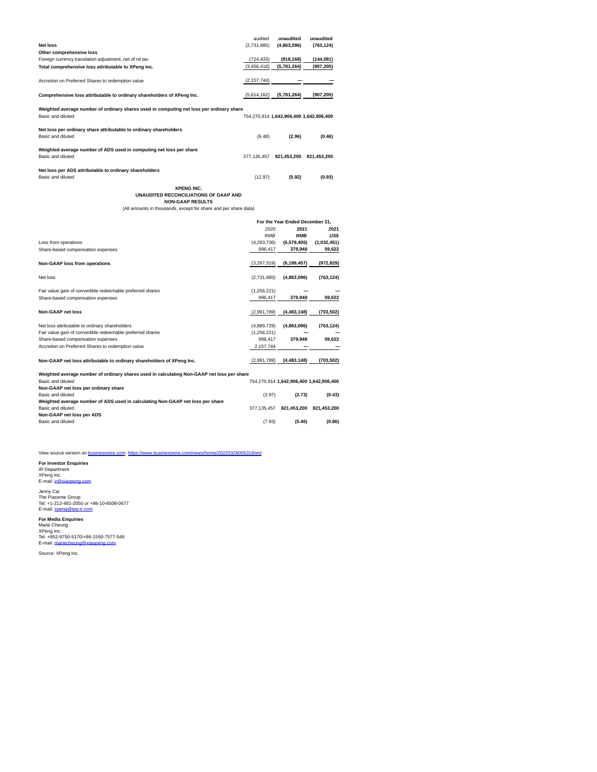| | audited | unaudited | unaudited |
|---|---|---|---|
| **Net loss** | (2,731,985) | **(4,863,096)** | **(763,124)** |
| **Other comprehensive loss** | | | |
| Foreign currency translation adjustment, net of nil tax | (724,433) | **(918,168)** | **(144,081)** |
| **Total comprehensive loss attributable to XPeng Inc.** | (3,456,418) | **(5,781,264)** | **(907,205)** |
| Accretion on Preferred Shares to redemption value | (2,157,744) | **—** | **—** |
| **Comprehensive loss attributable to ordinary shareholders of XPeng Inc.** | (5,614,162) | **(5,781,264)** | **(907,205)** |
| **Weighted average number of ordinary shares used in computing net loss per ordinary share** | | | |
| Basic and diluted | 754,270,914 | **1,642,906,400** | **1,642,906,400** |
| **Net loss per ordinary share attributable to ordinary shareholders** | | | |
| Basic and diluted | (6.48) | **(2.96)** | **(0.46)** |
| **Weighted average number of ADS used in computing net loss per share** | | | |
| Basic and diluted | 377,135,457 | **821,453,200** | **821,453,200** |
| **Net loss per ADS attributable to ordinary shareholders** | | | |
| Basic and diluted | (12.97) | **(5.92)** | **(0.93)** |

**XPENG INC.**
**UNAUDITED RECONCILIATIONS OF GAAP AND NON-GAAP RESULTS**
(All amounts in thousands, except for share and per share data)

| | For the Year Ended December 31, | | |
|---|---|---|---|
| | 2020 | **2021** | **2021** |
| | *RMB* | ***RMB*** | ***US$*** |
| Loss from operations | (4,293,736) | **(6,579,405)** | **(1,032,451)** |
| Share-based compensation expenses | 996,417 | **379,948** | **59,622** |
| **Non-GAAP loss from operations** | (3,297,319) | **(6,199,457)** | **(972,829)** |
| Net loss | (2,731,985) | **(4,863,096)** | **(763,124)** |
| Fair value gain of convertible redeemable preferred shares | (1,256,221) | **—** | **—** |
| Share-based compensation expenses | 996,417 | **379,948** | **59,622** |
| **Non-GAAP net loss** | (2,991,789) | **(4,483,148)** | **(703,502)** |
| Net loss attributable to ordinary shareholders | (4,889,729) | **(4,863,096)** | **(763,124)** |
| Fair value gain of convertible redeemable preferred shares | (1,256,221) | **—** | **—** |
| Share-based compensation expenses | 996,417 | **379,948** | **59,622** |
| Accretion on Preferred Shares to redemption value | 2,157,744 | **—** | **—** |
| **Non-GAAP net loss attributable to ordinary shareholders of XPeng Inc.** | (2,991,789) | **(4,483,148)** | **(703,502)** |
| **Weighted average number of ordinary shares used in calculating Non-GAAP net loss per share** | | | |
| Basic and diluted | 754,270,914 | **1,642,906,400** | **1,642,906,400** |
| **Non-GAAP net loss per ordinary share** | | | |
| Basic and diluted | (3.97) | **(2.73)** | **(0.43)** |
| **Weighted average number of ADS used in calculating Non-GAAP net loss per share** | | | |
| Basic and diluted | 377,135,457 | **821,453,200** | **821,453,200** |
| **Non-GAAP net loss per ADS** | | | |
| Basic and diluted | (7.93) | **(5.46)** | **(0.86)** |

View source version on businesswire.com: https://www.businesswire.com/news/home/20220328005319/en/

**For Investor Enquiries**
IR Department
XPeng Inc.
E-mail: ir@xiaopeng.com

Jenny Cai
The Piacente Group
Tel: +1-212-481-2050 or +86-10-6508-0677
E-mail: xpeng@tpg-ir.com

**For Media Enquiries**
Marie Cheung
XPeng Inc.
Tel: +852-9750-5170/+86-1550-7577-546
E-mail: mariecheung@xiaopeng.com

Source: XPeng Inc.